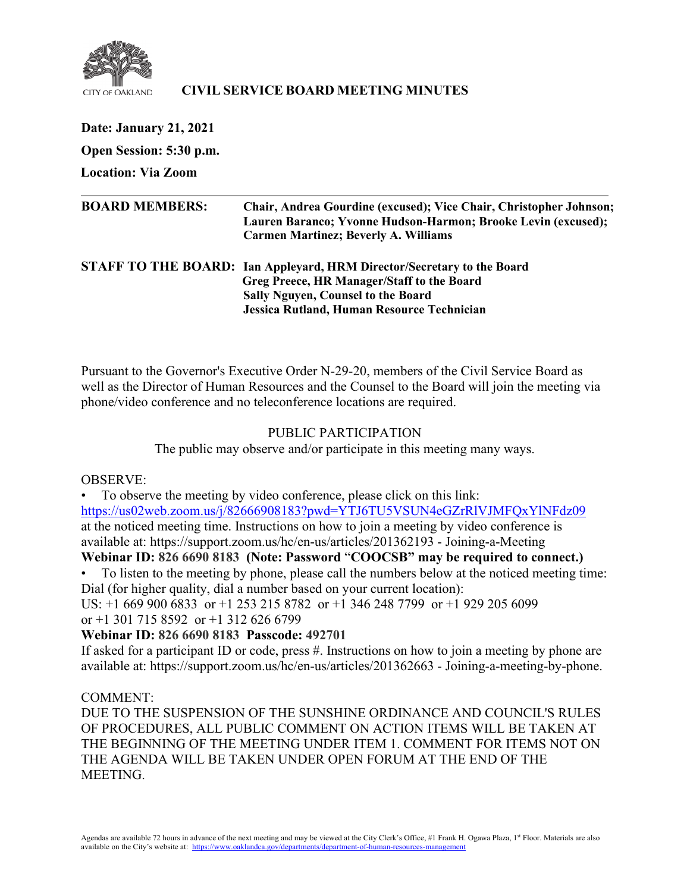CITY OF OAKLAND

# CIVIL SERVICE BOARD MEETING MINUTES

**Date: January 21, 2021**

**Open Session: 5:30 p.m.**

**Location: Via Zoom**

---

**BOARD MEMBERS:** **Chair, Andrea Gourdine (excused); Vice Chair, Christopher Johnson; Lauren Baranco; Yvonne Hudson-Harmon; Brooke Levin (excused); Carmen Martinez; Beverly A. Williams**

**STAFF TO THE BOARD:** **Ian Appleyard, HRM Director/Secretary to the Board**
**Greg Preece, HR Manager/Staff to the Board**
**Sally Nguyen, Counsel to the Board**
**Jessica Rutland, Human Resource Technician**

Pursuant to the Governor's Executive Order N-29-20, members of the Civil Service Board as well as the Director of Human Resources and the Counsel to the Board will join the meeting via phone/video conference and no teleconference locations are required.

PUBLIC PARTICIPATION

The public may observe and/or participate in this meeting many ways.

OBSERVE:

- To observe the meeting by video conference, please click on this link: https://us02web.zoom.us/j/82666908183?pwd=YTJ6TU5VSUN4eGZrRlVJMFQxYlNFdz09 at the noticed meeting time. Instructions on how to join a meeting by video conference is available at: https://support.zoom.us/hc/en-us/articles/201362193 - Joining-a-Meeting

**Webinar ID: 826 6690 8183 (Note: Password "COOCSB" may be required to connect.)**

- To listen to the meeting by phone, please call the numbers below at the noticed meeting time: Dial (for higher quality, dial a number based on your current location):

US: +1 669 900 6833 or +1 253 215 8782 or +1 346 248 7799 or +1 929 205 6099 or +1 301 715 8592 or +1 312 626 6799

**Webinar ID: 826 6690 8183 Passcode: 492701**

If asked for a participant ID or code, press #. Instructions on how to join a meeting by phone are available at: https://support.zoom.us/hc/en-us/articles/201362663 - Joining-a-meeting-by-phone.

COMMENT:

DUE TO THE SUSPENSION OF THE SUNSHINE ORDINANCE AND COUNCIL'S RULES OF PROCEDURES, ALL PUBLIC COMMENT ON ACTION ITEMS WILL BE TAKEN AT THE BEGINNING OF THE MEETING UNDER ITEM 1. COMMENT FOR ITEMS NOT ON THE AGENDA WILL BE TAKEN UNDER OPEN FORUM AT THE END OF THE MEETING.

Agendas are available 72 hours in advance of the next meeting and may be viewed at the City Clerk's Office, #1 Frank H. Ogawa Plaza, 1st Floor. Materials are also available on the City's website at: https://www.oaklandca.gov/departments/department-of-human-resources-management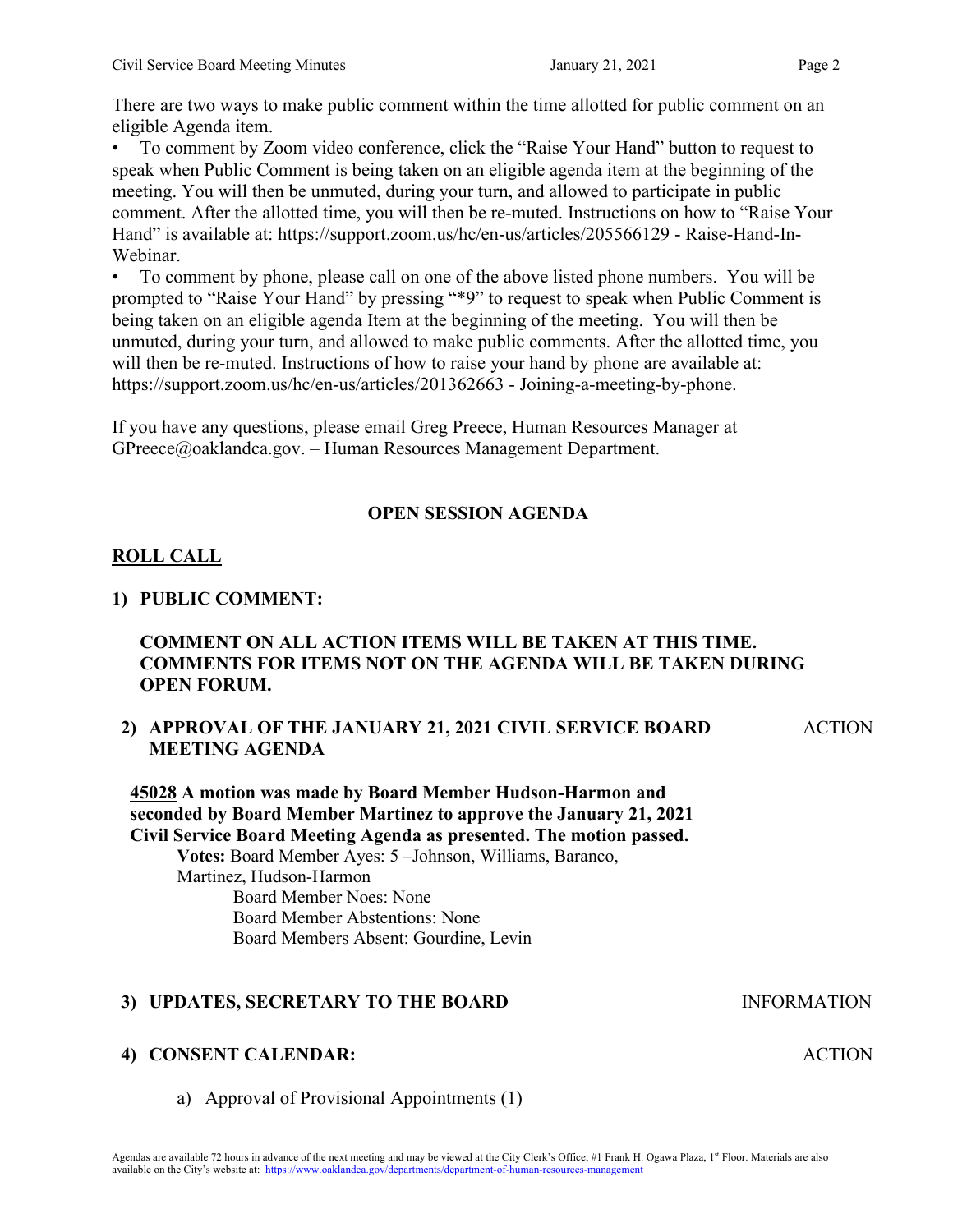There are two ways to make public comment within the time allotted for public comment on an eligible Agenda item.

- To comment by Zoom video conference, click the "Raise Your Hand" button to request to speak when Public Comment is being taken on an eligible agenda item at the beginning of the meeting. You will then be unmuted, during your turn, and allowed to participate in public comment. After the allotted time, you will then be re-muted. Instructions on how to "Raise Your Hand" is available at: https://support.zoom.us/hc/en-us/articles/205566129 - Raise-Hand-In-Webinar.
- To comment by phone, please call on one of the above listed phone numbers. You will be prompted to "Raise Your Hand" by pressing "*9" to request to speak when Public Comment is being taken on an eligible agenda Item at the beginning of the meeting. You will then be unmuted, during your turn, and allowed to make public comments. After the allotted time, you will then be re-muted. Instructions of how to raise your hand by phone are available at: https://support.zoom.us/hc/en-us/articles/201362663 - Joining-a-meeting-by-phone.

If you have any questions, please email Greg Preece, Human Resources Manager at GPreece@oaklandca.gov. – Human Resources Management Department.

**OPEN SESSION AGENDA**

**ROLL CALL**

**1) PUBLIC COMMENT:**

**COMMENT ON ALL ACTION ITEMS WILL BE TAKEN AT THIS TIME. COMMENTS FOR ITEMS NOT ON THE AGENDA WILL BE TAKEN DURING OPEN FORUM.**

**2) APPROVAL OF THE JANUARY 21, 2021 CIVIL SERVICE BOARD MEETING AGENDA** ACTION

**45028 A motion was made by Board Member Hudson-Harmon and seconded by Board Member Martinez to approve the January 21, 2021 Civil Service Board Meeting Agenda as presented. The motion passed.**

**Votes:** Board Member Ayes: 5 –Johnson, Williams, Baranco, Martinez, Hudson-Harmon
Board Member Noes: None
Board Member Abstentions: None
Board Members Absent: Gourdine, Levin

**3) UPDATES, SECRETARY TO THE BOARD** INFORMATION

**4) CONSENT CALENDAR:** ACTION

a) Approval of Provisional Appointments (1)

Agendas are available 72 hours in advance of the next meeting and may be viewed at the City Clerk's Office, #1 Frank H. Ogawa Plaza, 1st Floor. Materials are also available on the City's website at: https://www.oaklandca.gov/departments/department-of-human-resources-management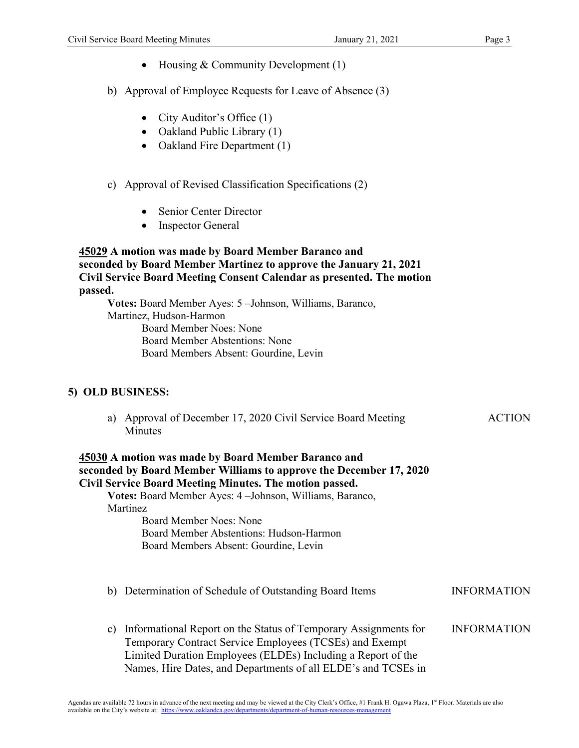- Housing & Community Development (1)

b) Approval of Employee Requests for Leave of Absence (3)

- City Auditor's Office (1)
- Oakland Public Library (1)
- Oakland Fire Department (1)

c) Approval of Revised Classification Specifications (2)

- Senior Center Director
- Inspector General

**<u>45029</u> A motion was made by Board Member Baranco and seconded by Board Member Martinez to approve the January 21, 2021 Civil Service Board Meeting Consent Calendar as presented. The motion passed.**

**Votes:** Board Member Ayes: 5 –Johnson, Williams, Baranco, Martinez, Hudson-Harmon
Board Member Noes: None
Board Member Abstentions: None
Board Members Absent: Gourdine, Levin

## 5) OLD BUSINESS:

a) Approval of December 17, 2020 Civil Service Board Meeting Minutes — ACTION

**<u>45030</u> A motion was made by Board Member Baranco and seconded by Board Member Williams to approve the December 17, 2020 Civil Service Board Meeting Minutes. The motion passed.**

**Votes:** Board Member Ayes: 4 –Johnson, Williams, Baranco, Martinez
Board Member Noes: None
Board Member Abstentions: Hudson-Harmon
Board Members Absent: Gourdine, Levin

b) Determination of Schedule of Outstanding Board Items — INFORMATION

c) Informational Report on the Status of Temporary Assignments for Temporary Contract Service Employees (TCSEs) and Exempt Limited Duration Employees (ELDEs) Including a Report of the Names, Hire Dates, and Departments of all ELDE's and TCSEs in — INFORMATION

Agendas are available 72 hours in advance of the next meeting and may be viewed at the City Clerk's Office, #1 Frank H. Ogawa Plaza, 1st Floor. Materials are also available on the City's website at: https://www.oaklandca.gov/departments/department-of-human-resources-management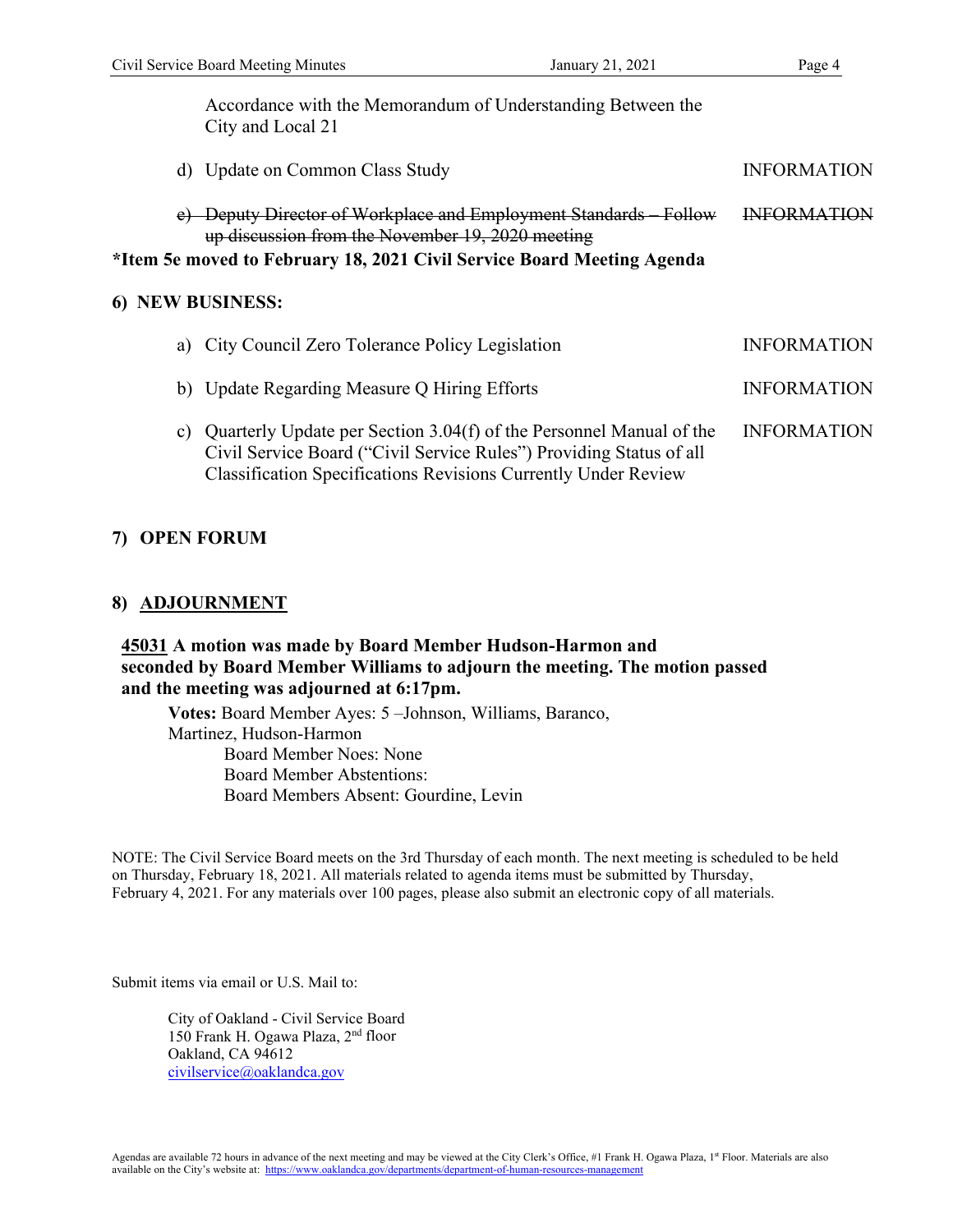Accordance with the Memorandum of Understanding Between the City and Local 21

d) Update on Common Class Study — INFORMATION

~~e) Deputy Director of Workplace and Employment Standards – Follow up discussion from the November 19, 2020 meeting — INFORMATION~~

**\*Item 5e moved to February 18, 2021 Civil Service Board Meeting Agenda**

## 6) NEW BUSINESS:

a) City Council Zero Tolerance Policy Legislation — INFORMATION

b) Update Regarding Measure Q Hiring Efforts — INFORMATION

c) Quarterly Update per Section 3.04(f) of the Personnel Manual of the Civil Service Board ("Civil Service Rules") Providing Status of all Classification Specifications Revisions Currently Under Review — INFORMATION

## 7) OPEN FORUM

## 8) ADJOURNMENT

**45031 A motion was made by Board Member Hudson-Harmon and seconded by Board Member Williams to adjourn the meeting. The motion passed and the meeting was adjourned at 6:17pm.**

**Votes:** Board Member Ayes: 5 –Johnson, Williams, Baranco, Martinez, Hudson-Harmon
Board Member Noes: None
Board Member Abstentions:
Board Members Absent: Gourdine, Levin

NOTE: The Civil Service Board meets on the 3rd Thursday of each month. The next meeting is scheduled to be held on Thursday, February 18, 2021. All materials related to agenda items must be submitted by Thursday, February 4, 2021. For any materials over 100 pages, please also submit an electronic copy of all materials.

Submit items via email or U.S. Mail to:

City of Oakland - Civil Service Board
150 Frank H. Ogawa Plaza, 2nd floor
Oakland, CA 94612
civilservice@oaklandca.gov

Agendas are available 72 hours in advance of the next meeting and may be viewed at the City Clerk's Office, #1 Frank H. Ogawa Plaza, 1st Floor. Materials are also available on the City's website at: https://www.oaklandca.gov/departments/department-of-human-resources-management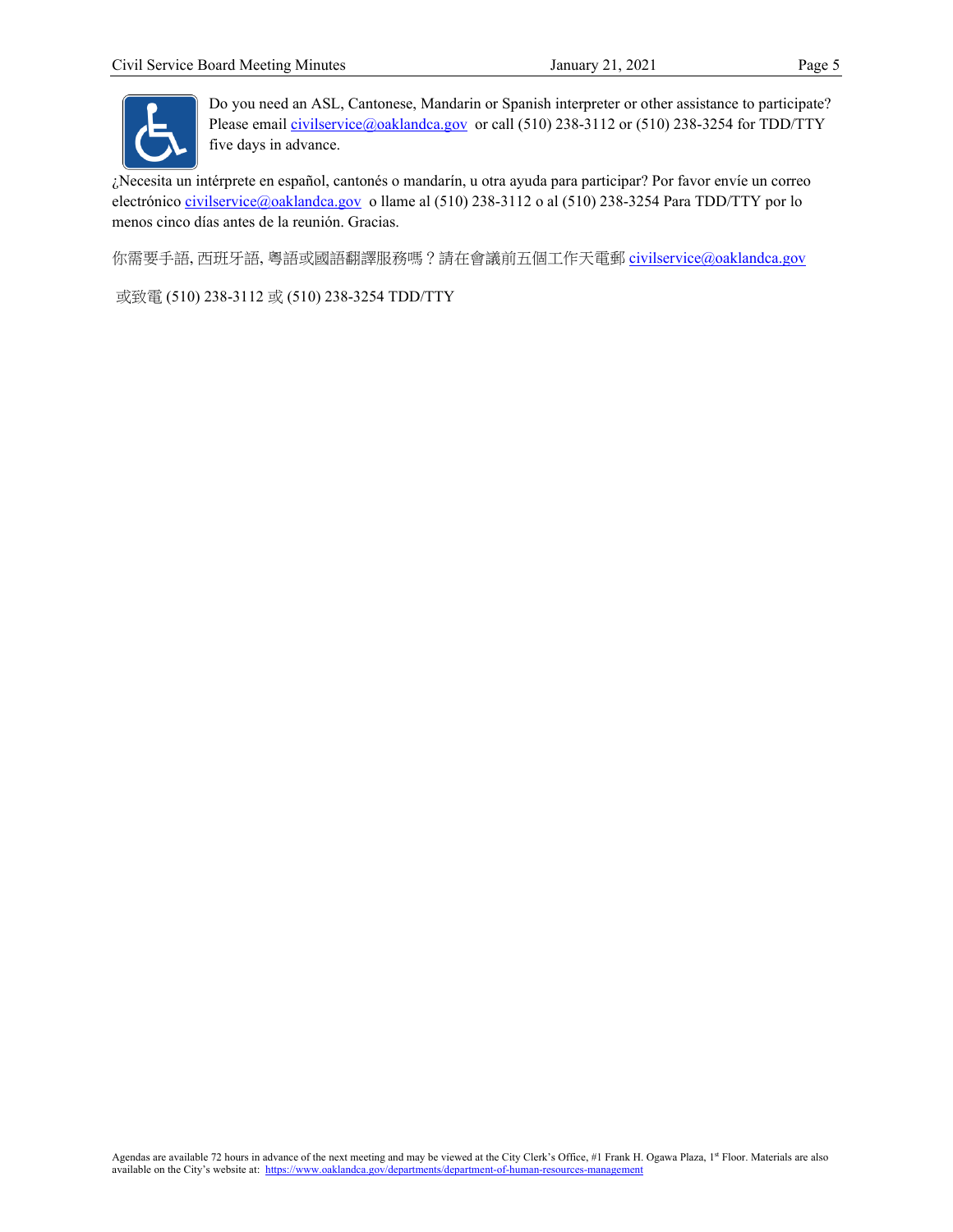Do you need an ASL, Cantonese, Mandarin or Spanish interpreter or other assistance to participate? Please email civilservice@oaklandca.gov or call (510) 238-3112 or (510) 238-3254 for TDD/TTY five days in advance.

¿Necesita un intérprete en español, cantonés o mandarín, u otra ayuda para participar? Por favor envíe un correo electrónico civilservice@oaklandca.gov o llame al (510) 238-3112 o al (510) 238-3254 Para TDD/TTY por lo menos cinco días antes de la reunión. Gracias.

你需要手語, 西班牙語, 粵語或國語翻譯服務嗎？請在會議前五個工作天電郵 civilservice@oaklandca.gov

或致電 (510) 238-3112 或 (510) 238-3254 TDD/TTY

Agendas are available 72 hours in advance of the next meeting and may be viewed at the City Clerk's Office, #1 Frank H. Ogawa Plaza, 1st Floor. Materials are also available on the City's website at: https://www.oaklandca.gov/departments/department-of-human-resources-management